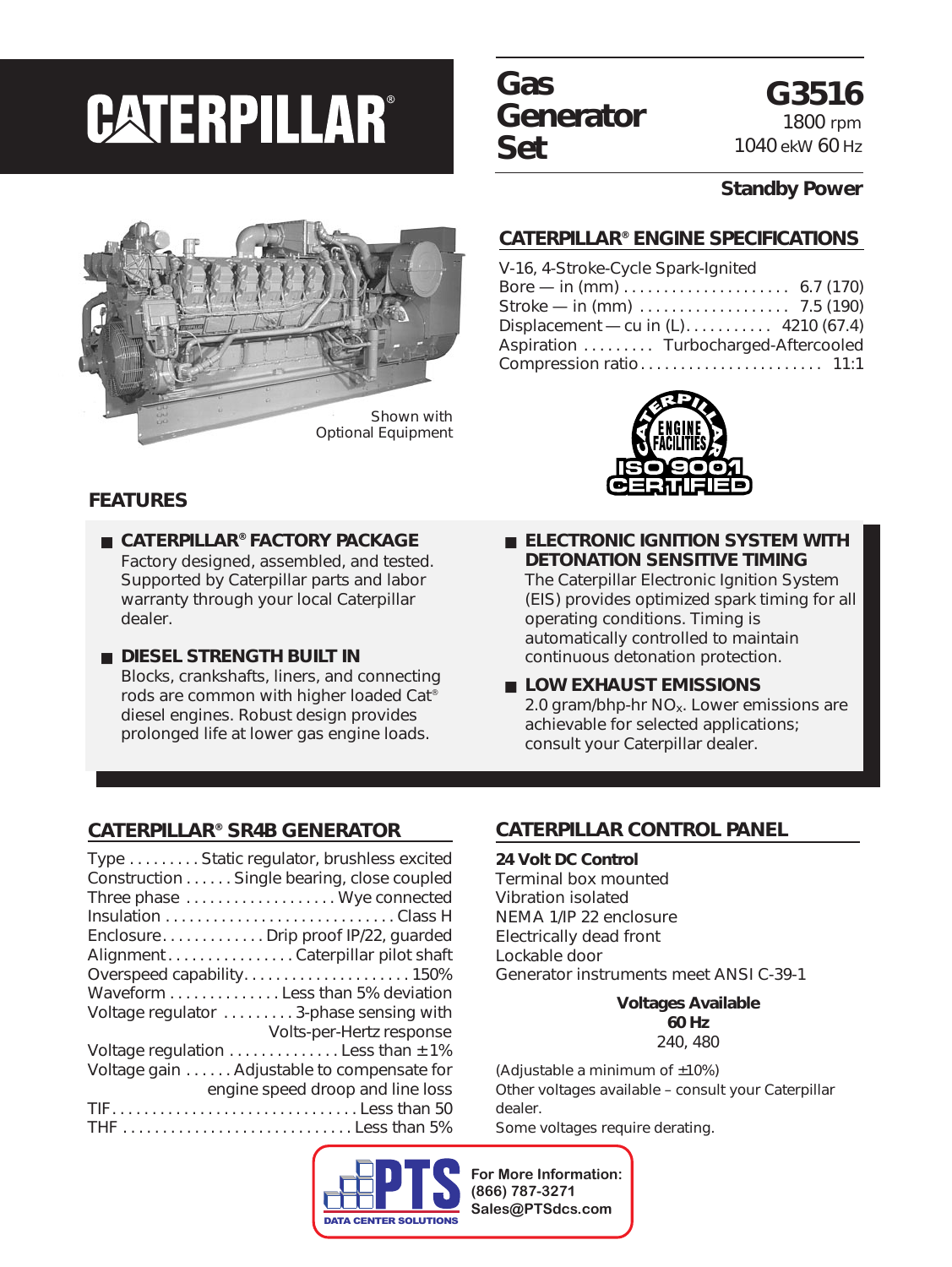# CATERPILLAR®

# Gas Generator Set

## G3516

1800 rpm
1040 ekW 60 Hz

**Standby Power**

Shown with Optional Equipment

## CATERPILLAR® ENGINE SPECIFICATIONS

V-16, 4-Stroke-Cycle Spark-Ignited

| | |
|---|---|
| Bore — in (mm) | 6.7 (170) |
| Stroke — in (mm) | 7.5 (190) |
| Displacement — cu in (L) | 4210 (67.4) |
| Aspiration | Turbocharged-Aftercooled |
| Compression ratio | 11:1 |

CATERPILLAR ENGINE FACILITIES ISO 9001 CERTIFIED

## FEATURES

- **CATERPILLAR® FACTORY PACKAGE**
  Factory designed, assembled, and tested. Supported by Caterpillar parts and labor warranty through your local Caterpillar dealer.

- **DIESEL STRENGTH BUILT IN**
  Blocks, crankshafts, liners, and connecting rods are common with higher loaded Cat® diesel engines. Robust design provides prolonged life at lower gas engine loads.

- **ELECTRONIC IGNITION SYSTEM WITH DETONATION SENSITIVE TIMING**
  The Caterpillar Electronic Ignition System (EIS) provides optimized spark timing for all operating conditions. Timing is automatically controlled to maintain continuous detonation protection.

- **LOW EXHAUST EMISSIONS**
  2.0 gram/bhp-hr $NO_x$. Lower emissions are achievable for selected applications; consult your Caterpillar dealer.

## CATERPILLAR® SR4B GENERATOR

| | |
|---|---|
| Type | Static regulator, brushless excited |
| Construction | Single bearing, close coupled |
| Three phase | Wye connected |
| Insulation | Class H |
| Enclosure | Drip proof IP/22, guarded |
| Alignment | Caterpillar pilot shaft |
| Overspeed capability | 150% |
| Waveform | Less than 5% deviation |
| Voltage regulator | 3-phase sensing with Volts-per-Hertz response |
| Voltage regulation | Less than ± 1% |
| Voltage gain | Adjustable to compensate for engine speed droop and line loss |
| TIF | Less than 50 |
| THF | Less than 5% |

## CATERPILLAR CONTROL PANEL

**24 Volt DC Control**

Terminal box mounted
Vibration isolated
NEMA 1/IP 22 enclosure
Electrically dead front
Lockable door
Generator instruments meet ANSI C-39-1

**Voltages Available**
**60 Hz**
240, 480

(Adjustable a minimum of ±10%)
Other voltages available – consult your Caterpillar dealer.
Some voltages require derating.

PTS DATA CENTER SOLUTIONS
**For More Information:**
**(866) 787-3271**
**Sales@PTSdcs.com**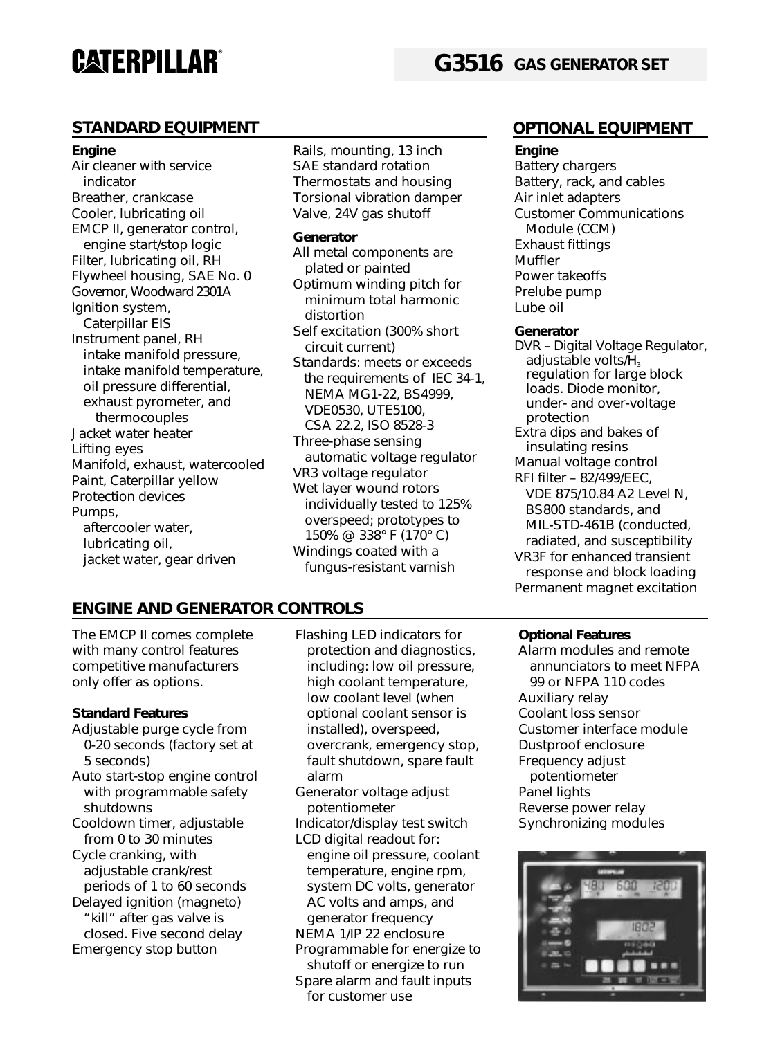# CATERPILLAR

## G3516 GAS GENERATOR SET

## STANDARD EQUIPMENT

### Engine

- Air cleaner with service indicator
- Breather, crankcase
- Cooler, lubricating oil
- EMCP II, generator control, engine start/stop logic
- Filter, lubricating oil, RH
- Flywheel housing, SAE No. 0
- Governor, Woodward 2301A
- Ignition system, Caterpillar EIS
- Instrument panel, RH
  - intake manifold pressure,
  - intake manifold temperature,
  - oil pressure differential,
  - exhaust pyrometer, and thermocouples
- Jacket water heater
- Lifting eyes
- Manifold, exhaust, watercooled
- Paint, Caterpillar yellow
- Protection devices
- Pumps,
  - aftercooler water,
  - lubricating oil,
  - jacket water, gear driven
- Rails, mounting, 13 inch
- SAE standard rotation
- Thermostats and housing
- Torsional vibration damper
- Valve, 24V gas shutoff

### Generator

- All metal components are plated or painted
- Optimum winding pitch for minimum total harmonic distortion
- Self excitation (300% short circuit current)
- Standards: meets or exceeds the requirements of IEC 34-1, NEMA MG1-22, BS4999, VDE0530, UTE5100, CSA 22.2, ISO 8528-3
- Three-phase sensing automatic voltage regulator
- VR3 voltage regulator
- Wet layer wound rotors individually tested to 125% overspeed; prototypes to 150% @ 338° F (170° C)
- Windings coated with a fungus-resistant varnish

## OPTIONAL EQUIPMENT

### Engine

- Battery chargers
- Battery, rack, and cables
- Air inlet adapters
- Customer Communications Module (CCM)
- Exhaust fittings
- Muffler
- Power takeoffs
- Prelube pump
- Lube oil

### Generator

- DVR – Digital Voltage Regulator, adjustable volts/$H_3$ regulation for large block loads. Diode monitor, under- and over-voltage protection
- Extra dips and bakes of insulating resins
- Manual voltage control
- RFI filter – 82/499/EEC, VDE 875/10.84 A2 Level N, BS800 standards, and MIL-STD-461B (conducted, radiated, and susceptibility
- VR3F for enhanced transient response and block loading
- Permanent magnet excitation

## ENGINE AND GENERATOR CONTROLS

The EMCP II comes complete with many control features competitive manufacturers only offer as options.

### Standard Features

- Adjustable purge cycle from 0-20 seconds (factory set at 5 seconds)
- Auto start-stop engine control with programmable safety shutdowns
- Cooldown timer, adjustable from 0 to 30 minutes
- Cycle cranking, with adjustable crank/rest periods of 1 to 60 seconds
- Delayed ignition (magneto) "kill" after gas valve is closed. Five second delay
- Emergency stop button
- Flashing LED indicators for protection and diagnostics, including: low oil pressure, high coolant temperature, low coolant level (when optional coolant sensor is installed), overspeed, overcrank, emergency stop, fault shutdown, spare fault alarm
- Generator voltage adjust potentiometer
- Indicator/display test switch
- LCD digital readout for: engine oil pressure, coolant temperature, engine rpm, system DC volts, generator AC volts and amps, and generator frequency
- NEMA 1/IP 22 enclosure
- Programmable for energize to shutoff or energize to run
- Spare alarm and fault inputs for customer use

### Optional Features

- Alarm modules and remote annunciators to meet NFPA 99 or NFPA 110 codes
- Auxiliary relay
- Coolant loss sensor
- Customer interface module
- Dustproof enclosure
- Frequency adjust potentiometer
- Panel lights
- Reverse power relay
- Synchronizing modules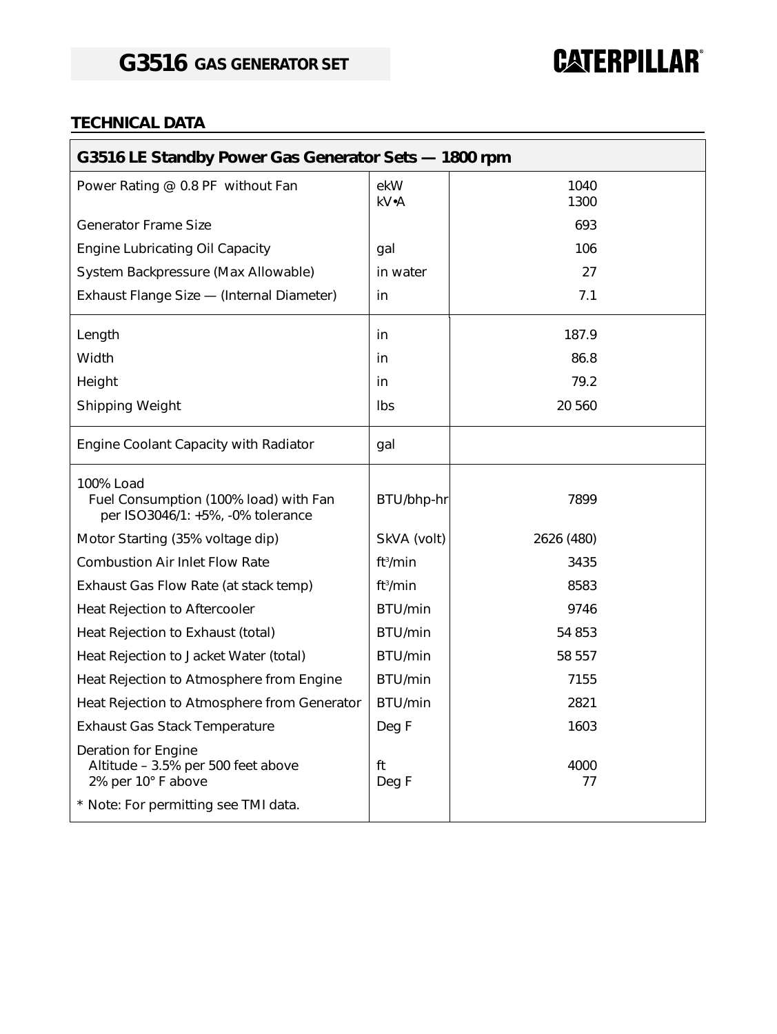# G3516 GAS GENERATOR SET

## TECHNICAL DATA

| G3516 LE Standby Power Gas Generator Sets — 1800 rpm | | |
|---|---|---|
| Power Rating @ 0.8 PF without Fan | ekW<br>kV•A | 1040<br>1300 |
| Generator Frame Size | | 693 |
| Engine Lubricating Oil Capacity | gal | 106 |
| System Backpressure (Max Allowable) | in water | 27 |
| Exhaust Flange Size — (Internal Diameter) | in | 7.1 |
| Length | in | 187.9 |
| Width | in | 86.8 |
| Height | in | 79.2 |
| Shipping Weight | lbs | 20 560 |
| Engine Coolant Capacity with Radiator | gal | |
| 100% Load<br>Fuel Consumption (100% load) with Fan per ISO3046/1: +5%, -0% tolerance | BTU/bhp-hr | 7899 |
| Motor Starting (35% voltage dip) | SkVA (volt) | 2626 (480) |
| Combustion Air Inlet Flow Rate | $ft^3/min$ | 3435 |
| Exhaust Gas Flow Rate (at stack temp) | $ft^3/min$ | 8583 |
| Heat Rejection to Aftercooler | BTU/min | 9746 |
| Heat Rejection to Exhaust (total) | BTU/min | 54 853 |
| Heat Rejection to Jacket Water (total) | BTU/min | 58 557 |
| Heat Rejection to Atmosphere from Engine | BTU/min | 7155 |
| Heat Rejection to Atmosphere from Generator | BTU/min | 2821 |
| Exhaust Gas Stack Temperature | Deg F | 1603 |
| Deration for Engine<br>Altitude – 3.5% per 500 feet above<br>2% per 10° F above | <br>ft<br>Deg F | <br>4000<br>77 |
| * Note: For permitting see TMI data. | | |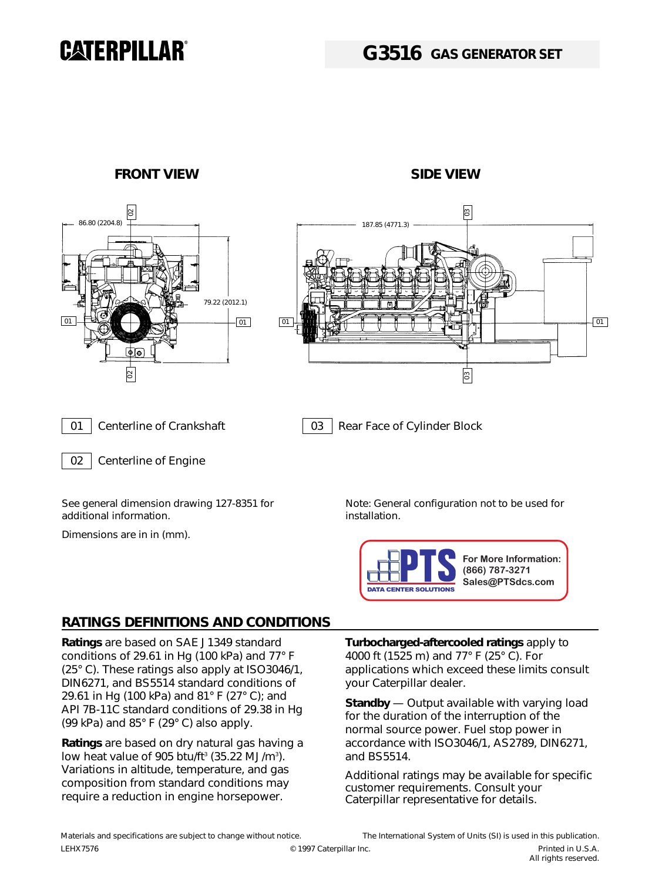# CATERPILLAR

## G3516 GAS GENERATOR SET

### FRONT VIEW

86.80 (2204.8)

79.22 (2012.1)

### SIDE VIEW

187.85 (4771.3)

| | |
|---|---|
| 01 | Centerline of Crankshaft |
| 02 | Centerline of Engine |
| 03 | Rear Face of Cylinder Block |

See general dimension drawing 127-8351 for additional information.

Dimensions are in in (mm).

Note: General configuration not to be used for installation.

PTS DATA CENTER SOLUTIONS

For More Information:
(866) 787-3271
Sales@PTSdcs.com

## RATINGS DEFINITIONS AND CONDITIONS

**Ratings** are based on SAE J1349 standard conditions of 29.61 in Hg (100 kPa) and 77° F (25° C). These ratings also apply at ISO3046/1, DIN6271, and BS5514 standard conditions of 29.61 in Hg (100 kPa) and 81° F (27° C); and API 7B-11C standard conditions of 29.38 in Hg (99 kPa) and 85° F (29° C) also apply.

**Ratings** are based on dry natural gas having a low heat value of 905 btu/ft$^3$ (35.22 MJ/m$^3$). Variations in altitude, temperature, and gas composition from standard conditions may require a reduction in engine horsepower.

**Turbocharged-aftercooled ratings** apply to 4000 ft (1525 m) and 77° F (25° C). For applications which exceed these limits consult your Caterpillar dealer.

**Standby** — Output available with varying load for the duration of the interruption of the normal source power. Fuel stop power in accordance with ISO3046/1, AS2789, DIN6271, and BS5514.

Additional ratings may be available for specific customer requirements. Consult your Caterpillar representative for details.

Materials and specifications are subject to change without notice.

The International System of Units (SI) is used in this publication.

LEHX7576

© 1997 Caterpillar Inc.

Printed in U.S.A.
All rights reserved.